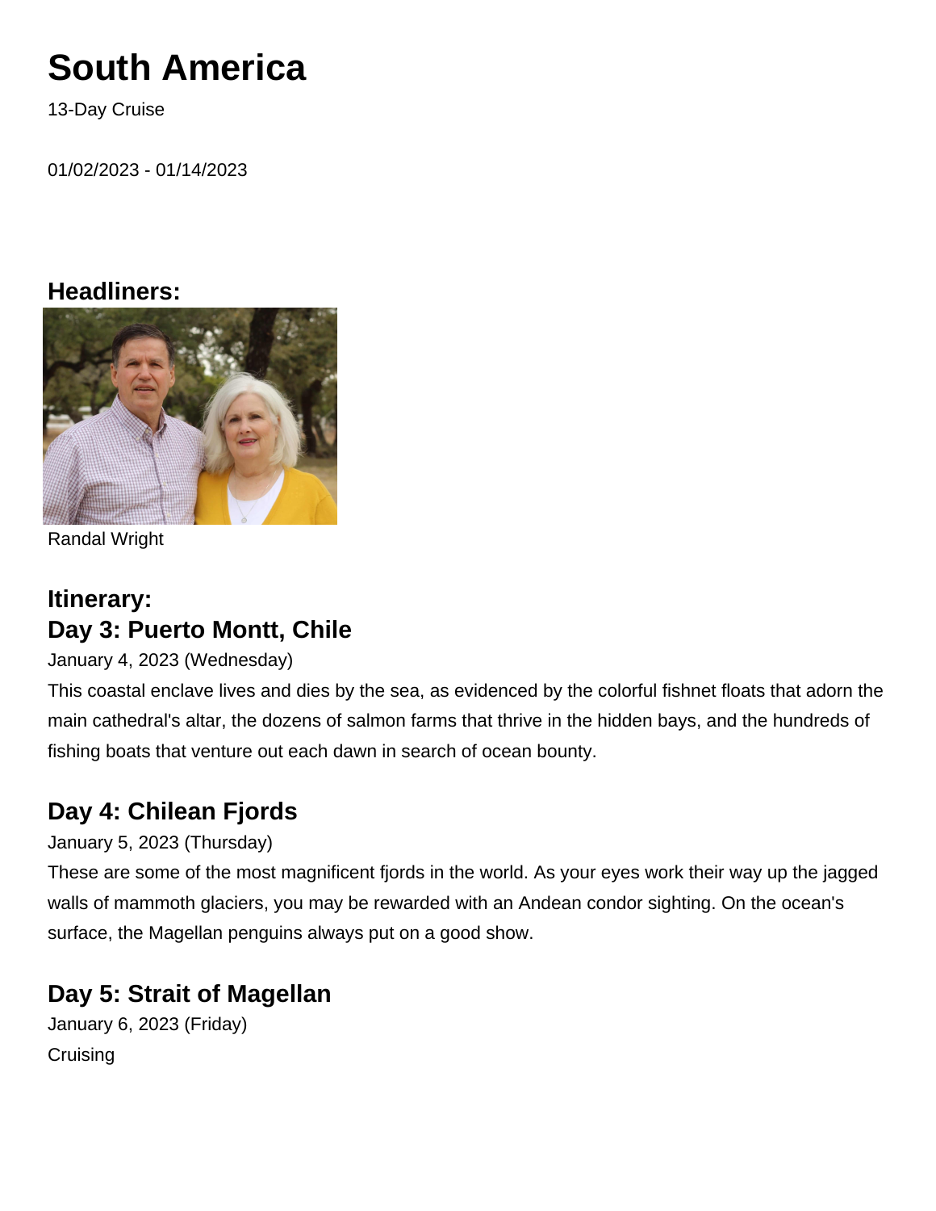# South America

13-Day Cruise

01/02/2023 - 01/14/2023

### Headliners:

Randal Wright

### Itinerary:

### Day 3: Puerto Montt, Chile

January 4, 2023 (Wednesday)

This coastal enclave lives and dies by the sea, as evidenced by the colorful fishnet floats that adorn the main cathedral's altar, the dozens of salmon farms that thrive in the hidden bays, and the hundreds of fishing boats that venture out each dawn in search of ocean bounty.

### Day 4: Chilean Fjords

January 5, 2023 (Thursday)

These are some of the most magnificent fjords in the world. As your eyes work their way up the jagged walls of mammoth glaciers, you may be rewarded with an Andean condor sighting. On the ocean's surface, the Magellan penguins always put on a good show.

### Day 5: Strait of Magellan

January 6, 2023 (Friday)

Cruising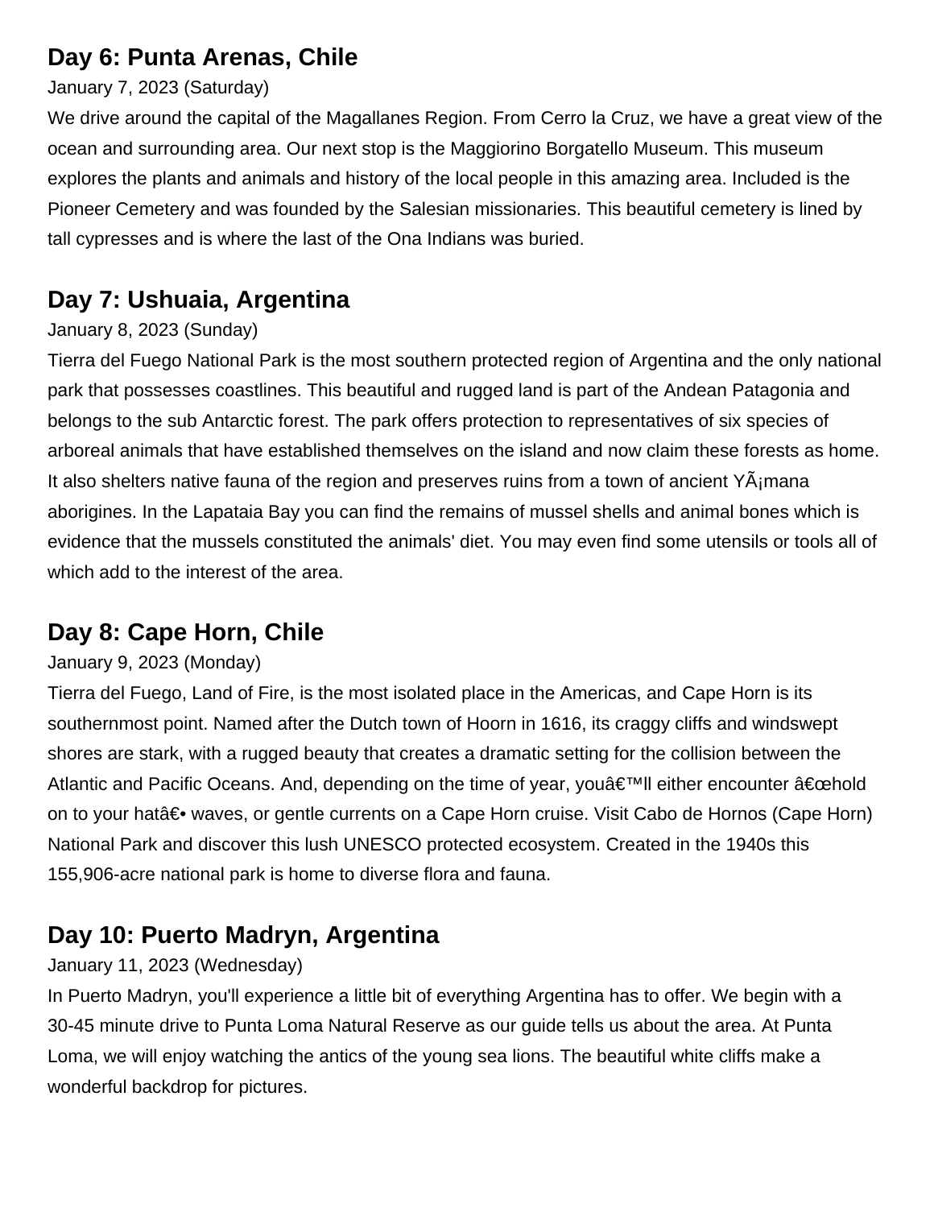## Day 6: Punta Arenas, Chile

January 7, 2023 (Saturday)

We drive around the capital of the Magallanes Region. From Cerro la Cruz, we have a great view of the ocean and surrounding area. Our next stop is the Maggiorino Borgatello Museum. This museum explores the plants and animals and history of the local people in this amazing area. Included is the Pioneer Cemetery and was founded by the Salesian missionaries. This beautiful cemetery is lined by tall cypresses and is where the last of the Ona Indians was buried.

## Day 7: Ushuaia, Argentina

January 8, 2023 (Sunday)

Tierra del Fuego National Park is the most southern protected region of Argentina and the only national park that possesses coastlines. This beautiful and rugged land is part of the Andean Patagonia and belongs to the sub Antarctic forest. The park offers protection to representatives of six species of arboreal animals that have established themselves on the island and now claim these forests as home. It also shelters native fauna of the region and preserves ruins from a town of ancient YÃ¡mana aborigines. In the Lapataia Bay you can find the remains of mussel shells and animal bones which is evidence that the mussels constituted the animals' diet. You may even find some utensils or tools all of which add to the interest of the area.

## Day 8: Cape Horn, Chile

January 9, 2023 (Monday)

Tierra del Fuego, Land of Fire, is the most isolated place in the Americas, and Cape Horn is its southernmost point. Named after the Dutch town of Hoorn in 1616, its craggy cliffs and windswept shores are stark, with a rugged beauty that creates a dramatic setting for the collision between the Atlantic and Pacific Oceans. And, depending on the time of year, youâ€™ll either encounter â€œhold on to your hatâ€• waves, or gentle currents on a Cape Horn cruise. Visit Cabo de Hornos (Cape Horn) National Park and discover this lush UNESCO protected ecosystem. Created in the 1940s this 155,906-acre national park is home to diverse flora and fauna.

## Day 10: Puerto Madryn, Argentina

January 11, 2023 (Wednesday)

In Puerto Madryn, you'll experience a little bit of everything Argentina has to offer. We begin with a 30-45 minute drive to Punta Loma Natural Reserve as our guide tells us about the area. At Punta Loma, we will enjoy watching the antics of the young sea lions. The beautiful white cliffs make a wonderful backdrop for pictures.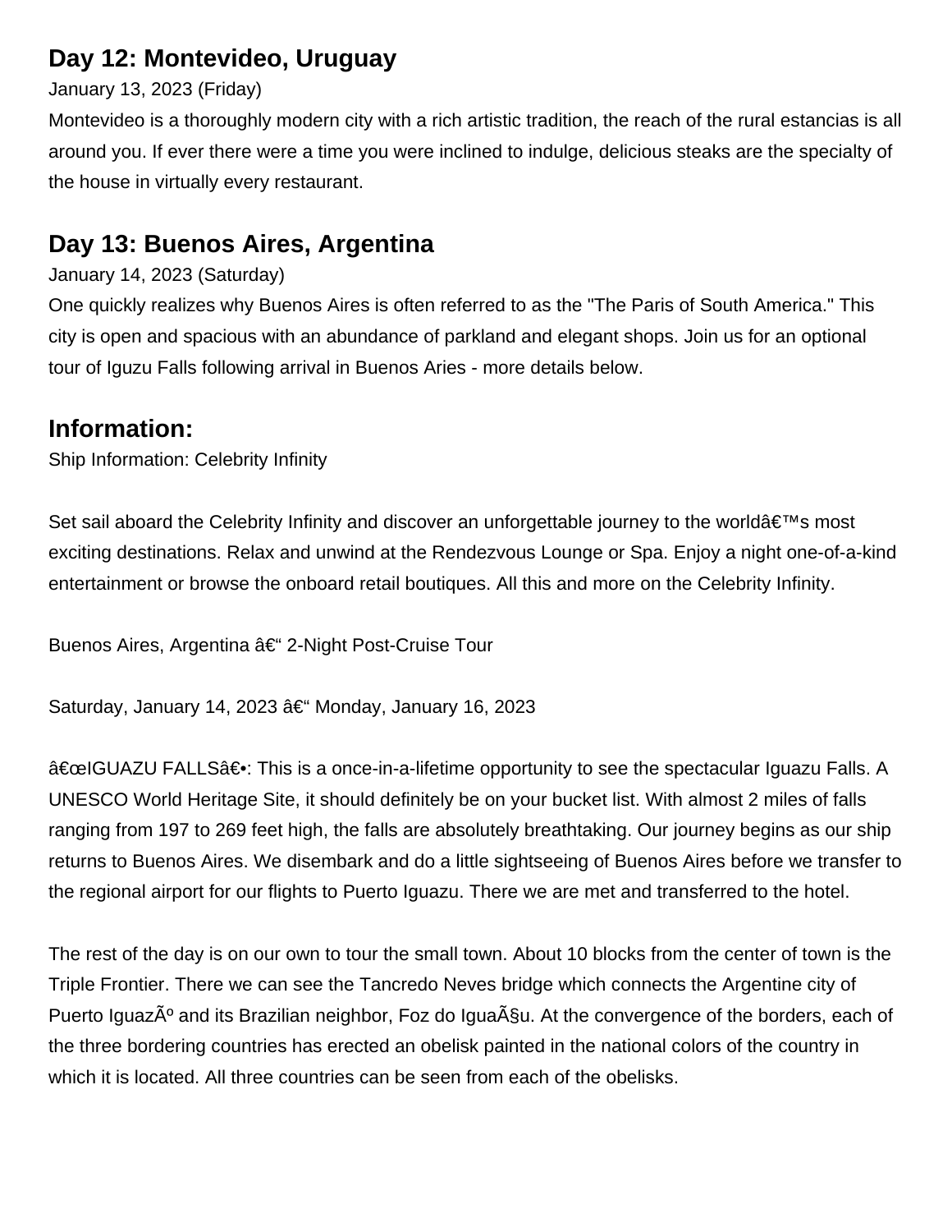## Day 12: Montevideo, Uruguay

January 13, 2023 (Friday)

Montevideo is a thoroughly modern city with a rich artistic tradition, the reach of the rural estancias is all around you. If ever there were a time you were inclined to indulge, delicious steaks are the specialty of the house in virtually every restaurant.

## Day 13: Buenos Aires, Argentina

January 14, 2023 (Saturday)

One quickly realizes why Buenos Aires is often referred to as the "The Paris of South America." This city is open and spacious with an abundance of parkland and elegant shops. Join us for an optional tour of Iguzu Falls following arrival in Buenos Aries - more details below.

## Information:

Ship Information: Celebrity Infinity

Set sail aboard the Celebrity Infinity and discover an unforgettable journey to the worldâ€™s most exciting destinations. Relax and unwind at the Rendezvous Lounge or Spa. Enjoy a night one-of-a-kind entertainment or browse the onboard retail boutiques. All this and more on the Celebrity Infinity.

Buenos Aires, Argentina â€“ 2-Night Post-Cruise Tour

Saturday, January 14, 2023 â€“ Monday, January 16, 2023

â€œIGUAZU FALLSâ€•: This is a once-in-a-lifetime opportunity to see the spectacular Iguazu Falls. A UNESCO World Heritage Site, it should definitely be on your bucket list. With almost 2 miles of falls ranging from 197 to 269 feet high, the falls are absolutely breathtaking. Our journey begins as our ship returns to Buenos Aires. We disembark and do a little sightseeing of Buenos Aires before we transfer to the regional airport for our flights to Puerto Iguazu. There we are met and transferred to the hotel.

The rest of the day is on our own to tour the small town. About 10 blocks from the center of town is the Triple Frontier. There we can see the Tancredo Neves bridge which connects the Argentine city of Puerto IguazÃº and its Brazilian neighbor, Foz do IguaÃ§u. At the convergence of the borders, each of the three bordering countries has erected an obelisk painted in the national colors of the country in which it is located. All three countries can be seen from each of the obelisks.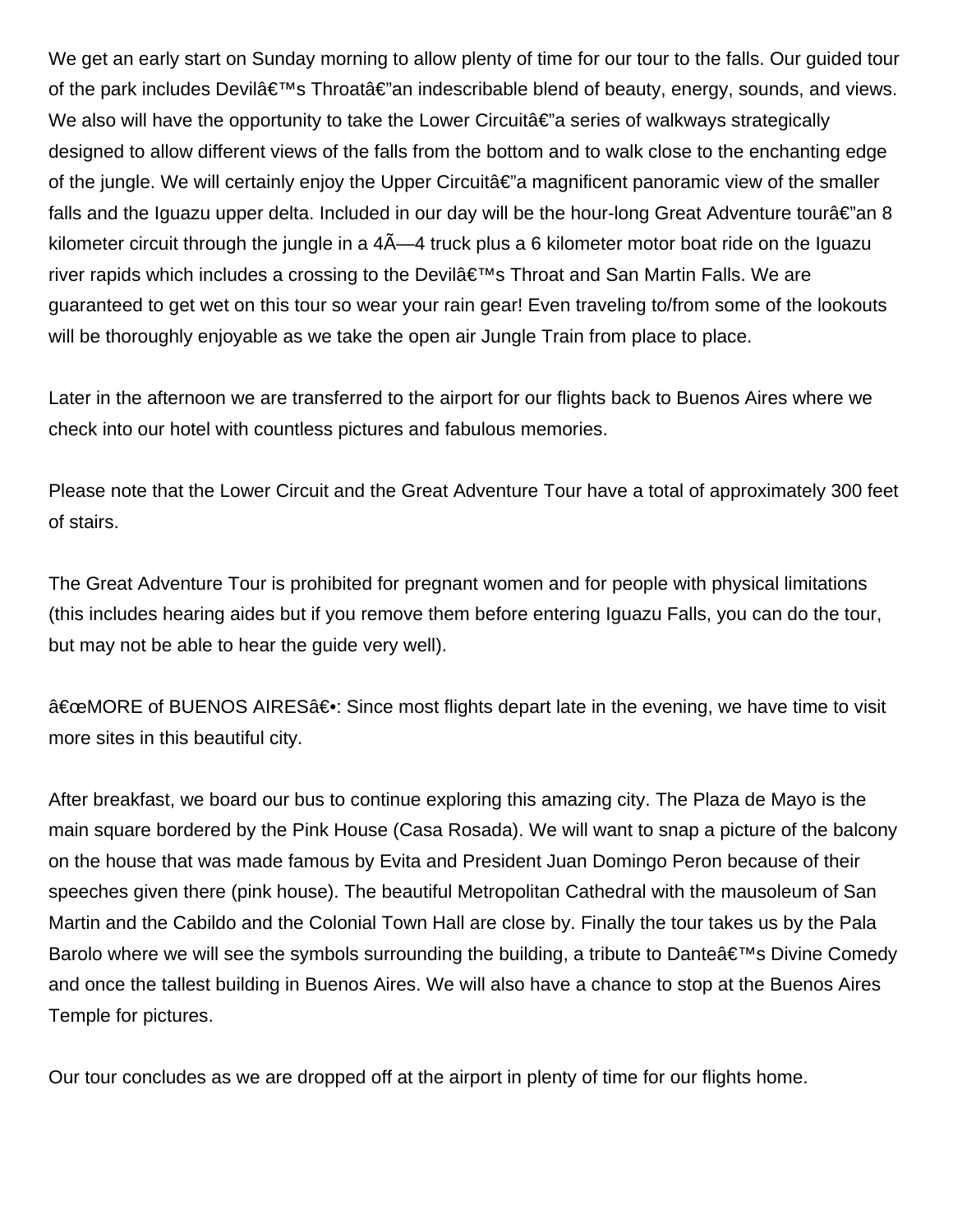We get an early start on Sunday morning to allow plenty of time for our tour to the falls. Our guided tour of the park includes Devilâ€™s Throatâ€”an indescribable blend of beauty, energy, sounds, and views. We also will have the opportunity to take the Lower Circuitâ€"a series of walkways strategically designed to allow different views of the falls from the bottom and to walk close to the enchanting edge of the jungle. We will certainly enjoy the Upper Circuitâ€"a magnificent panoramic view of the smaller falls and the Iguazu upper delta. Included in our day will be the hour-long Great Adventure tourâ€"an 8 kilometer circuit through the jungle in a 4Ã—4 truck plus a 6 kilometer motor boat ride on the Iguazu river rapids which includes a crossing to the Devilâ€™s Throat and San Martin Falls. We are guaranteed to get wet on this tour so wear your rain gear! Even traveling to/from some of the lookouts will be thoroughly enjoyable as we take the open air Jungle Train from place to place.

Later in the afternoon we are transferred to the airport for our flights back to Buenos Aires where we check into our hotel with countless pictures and fabulous memories.

Please note that the Lower Circuit and the Great Adventure Tour have a total of approximately 300 feet of stairs.

The Great Adventure Tour is prohibited for pregnant women and for people with physical limitations (this includes hearing aides but if you remove them before entering Iguazu Falls, you can do the tour, but may not be able to hear the guide very well).

â€œMORE of BUENOS AIRESâ€•: Since most flights depart late in the evening, we have time to visit more sites in this beautiful city.

After breakfast, we board our bus to continue exploring this amazing city. The Plaza de Mayo is the main square bordered by the Pink House (Casa Rosada). We will want to snap a picture of the balcony on the house that was made famous by Evita and President Juan Domingo Peron because of their speeches given there (pink house). The beautiful Metropolitan Cathedral with the mausoleum of San Martin and the Cabildo and the Colonial Town Hall are close by. Finally the tour takes us by the Pala Barolo where we will see the symbols surrounding the building, a tribute to Danteâ€™s Divine Comedy and once the tallest building in Buenos Aires. We will also have a chance to stop at the Buenos Aires Temple for pictures.

Our tour concludes as we are dropped off at the airport in plenty of time for our flights home.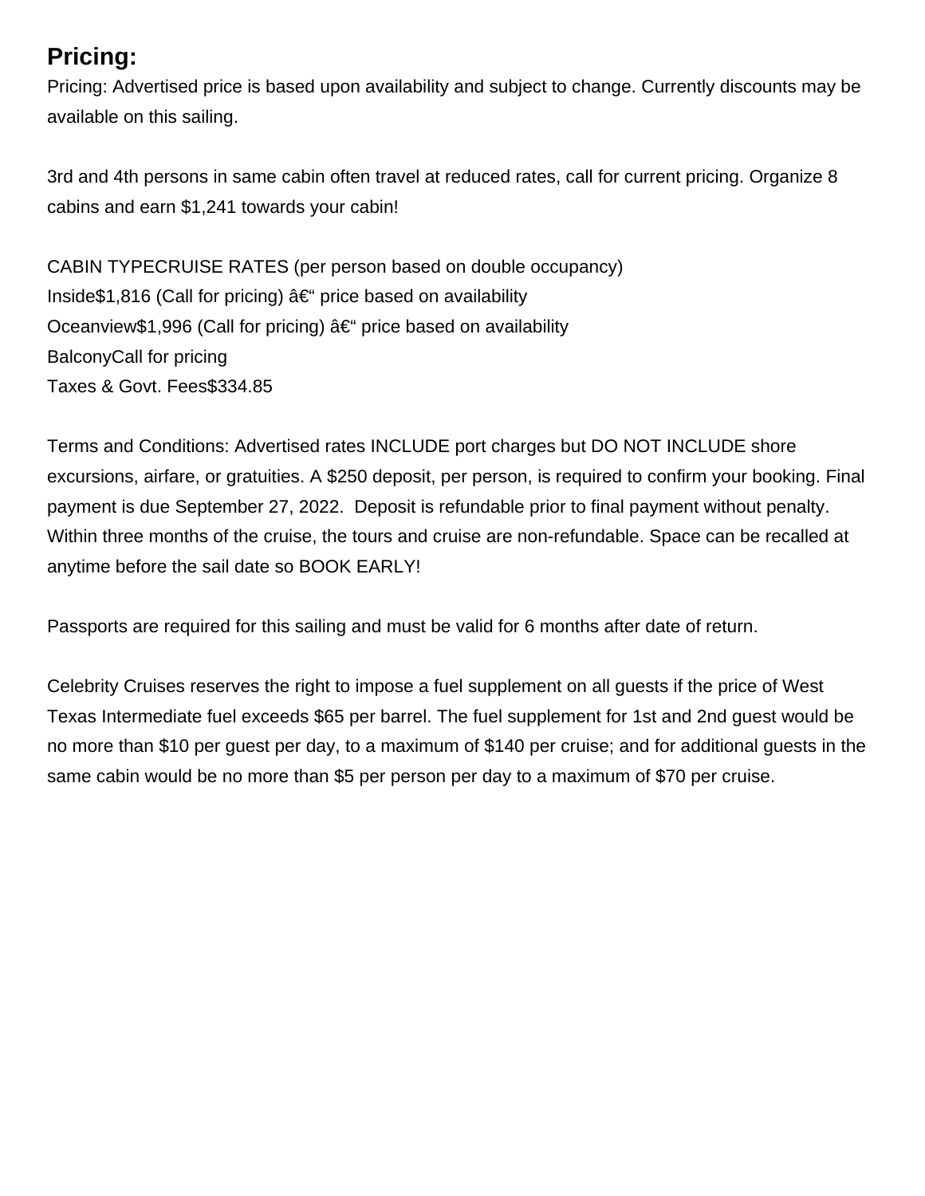## Pricing:

Pricing: Advertised price is based upon availability and subject to change. Currently discounts may be available on this sailing.

3rd and 4th persons in same cabin often travel at reduced rates, call for current pricing. Organize 8 cabins and earn $1,241 towards your cabin!

CABIN TYPECRUISE RATES (per person based on double occupancy)
Inside$1,816 (Call for pricing) â€“ price based on availability
Oceanview$1,996 (Call for pricing) â€“ price based on availability
BalconyCall for pricing
Taxes & Govt. Fees$334.85

Terms and Conditions: Advertised rates INCLUDE port charges but DO NOT INCLUDE shore excursions, airfare, or gratuities. A $250 deposit, per person, is required to confirm your booking. Final payment is due September 27, 2022. Deposit is refundable prior to final payment without penalty. Within three months of the cruise, the tours and cruise are non-refundable. Space can be recalled at anytime before the sail date so BOOK EARLY!

Passports are required for this sailing and must be valid for 6 months after date of return.

Celebrity Cruises reserves the right to impose a fuel supplement on all guests if the price of West Texas Intermediate fuel exceeds $65 per barrel. The fuel supplement for 1st and 2nd guest would be no more than $10 per guest per day, to a maximum of $140 per cruise; and for additional guests in the same cabin would be no more than $5 per person per day to a maximum of $70 per cruise.